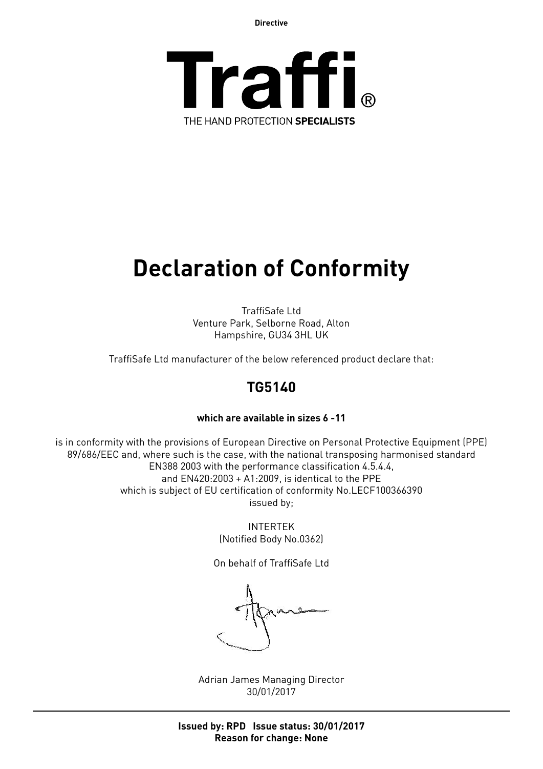Directive

# Traffi®

THE HAND PROTECTION **SPECIALISTS**

# Declaration of Conformity

TraffiSafe Ltd
Venture Park, Selborne Road, Alton
Hampshire, GU34 3HL UK

TraffiSafe Ltd manufacturer of the below referenced product declare that:

## TG5140

**which are available in sizes 6 -11**

is in conformity with the provisions of European Directive on Personal Protective Equipment (PPE) 89/686/EEC and, where such is the case, with the national transposing harmonised standard EN388 2003 with the performance classification 4.5.4.4, and EN420:2003 + A1:2009, is identical to the PPE which is subject of EU certification of conformity No.LECF100366390 issued by;

INTERTEK
(Notified Body No.0362)

On behalf of TraffiSafe Ltd

Adrian James Managing Director
30/01/2017

**Issued by: RPD Issue status: 30/01/2017**
**Reason for change: None**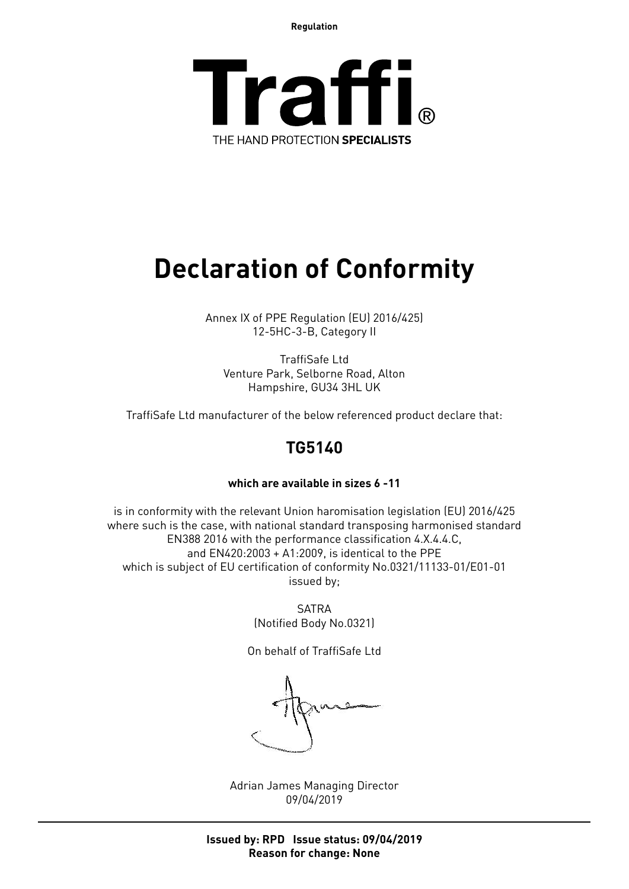**Regulation**

# Traffi®

THE HAND PROTECTION **SPECIALISTS**

# Declaration of Conformity

Annex IX of PPE Regulation (EU) 2016/425)
12-5HC-3-B, Category II

TraffiSafe Ltd
Venture Park, Selborne Road, Alton
Hampshire, GU34 3HL UK

TraffiSafe Ltd manufacturer of the below referenced product declare that:

## TG5140

**which are available in sizes 6 -11**

is in conformity with the relevant Union haromisation legislation (EU) 2016/425
where such is the case, with national standard transposing harmonised standard
EN388 2016 with the performance classification 4.X.4.4.C,
and EN420:2003 + A1:2009, is identical to the PPE
which is subject of EU certification of conformity No.0321/11133-01/E01-01
issued by;

SATRA
(Notified Body No.0321)

On behalf of TraffiSafe Ltd

Adrian James Managing Director
09/04/2019

---

**Issued by: RPD Issue status: 09/04/2019**
**Reason for change: None**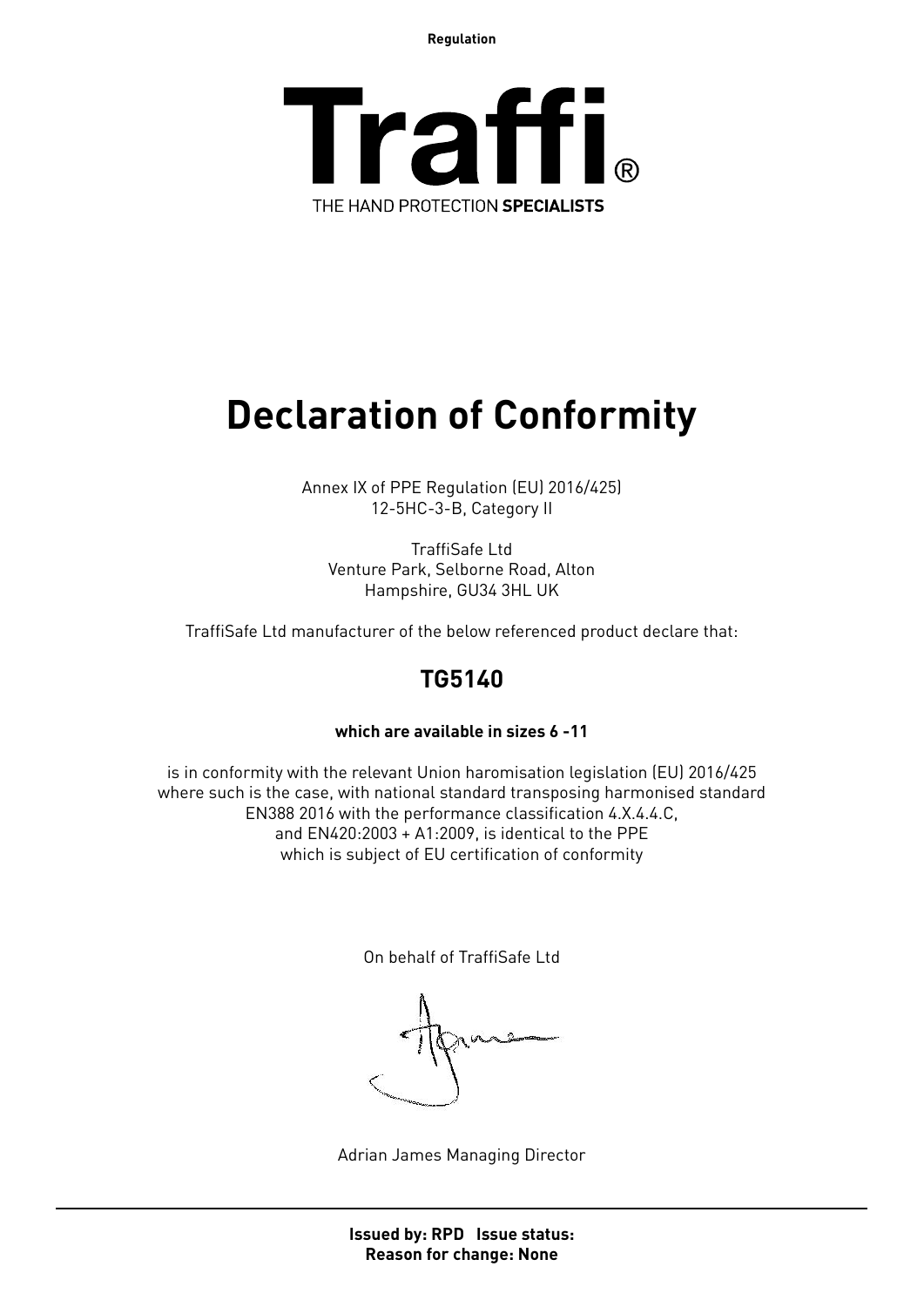**Regulation**

# Traffi®

THE HAND PROTECTION **SPECIALISTS**

# Declaration of Conformity

Annex IX of PPE Regulation (EU) 2016/425)
12-5HC-3-B, Category II

TraffiSafe Ltd
Venture Park, Selborne Road, Alton
Hampshire, GU34 3HL UK

TraffiSafe Ltd manufacturer of the below referenced product declare that:

## TG5140

**which are available in sizes 6 -11**

is in conformity with the relevant Union haromisation legislation (EU) 2016/425
where such is the case, with national standard transposing harmonised standard
EN388 2016 with the performance classification 4.X.4.4.C,
and EN420:2003 + A1:2009, is identical to the PPE
which is subject of EU certification of conformity

On behalf of TraffiSafe Ltd

Adrian James Managing Director

---

**Issued by: RPD Issue status:**
**Reason for change: None**